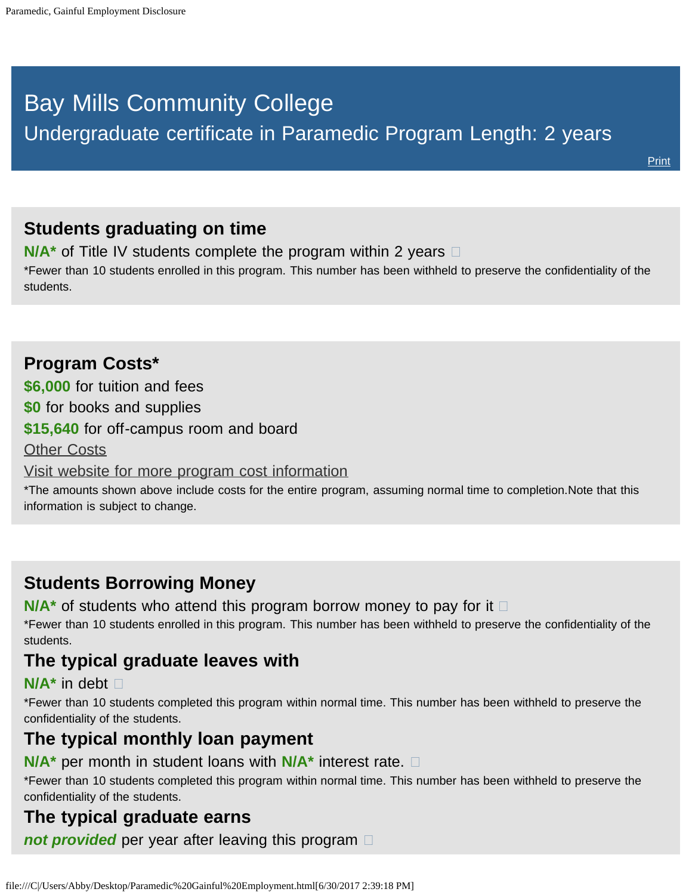# Bay Mills Community College

Undergraduate certificate in Paramedic Program Length: 2 years

Print

## Students graduating on time

**N/A*** of Title IV students complete the program within 2 years

*Fewer than 10 students enrolled in this program. This number has been withheld to preserve the confidentiality of the students.

## Program Costs*

**$6,000** for tuition and fees

**$0** for books and supplies

**$15,640** for off-campus room and board

Other Costs

Visit website for more program cost information

*The amounts shown above include costs for the entire program, assuming normal time to completion.Note that this information is subject to change.

## Students Borrowing Money

**N/A*** of students who attend this program borrow money to pay for it

*Fewer than 10 students enrolled in this program. This number has been withheld to preserve the confidentiality of the students.

## The typical graduate leaves with

**N/A*** in debt

*Fewer than 10 students completed this program within normal time. This number has been withheld to preserve the confidentiality of the students.

## The typical monthly loan payment

**N/A*** per month in student loans with **N/A*** interest rate.

*Fewer than 10 students completed this program within normal time. This number has been withheld to preserve the confidentiality of the students.

## The typical graduate earns

***not provided*** per year after leaving this program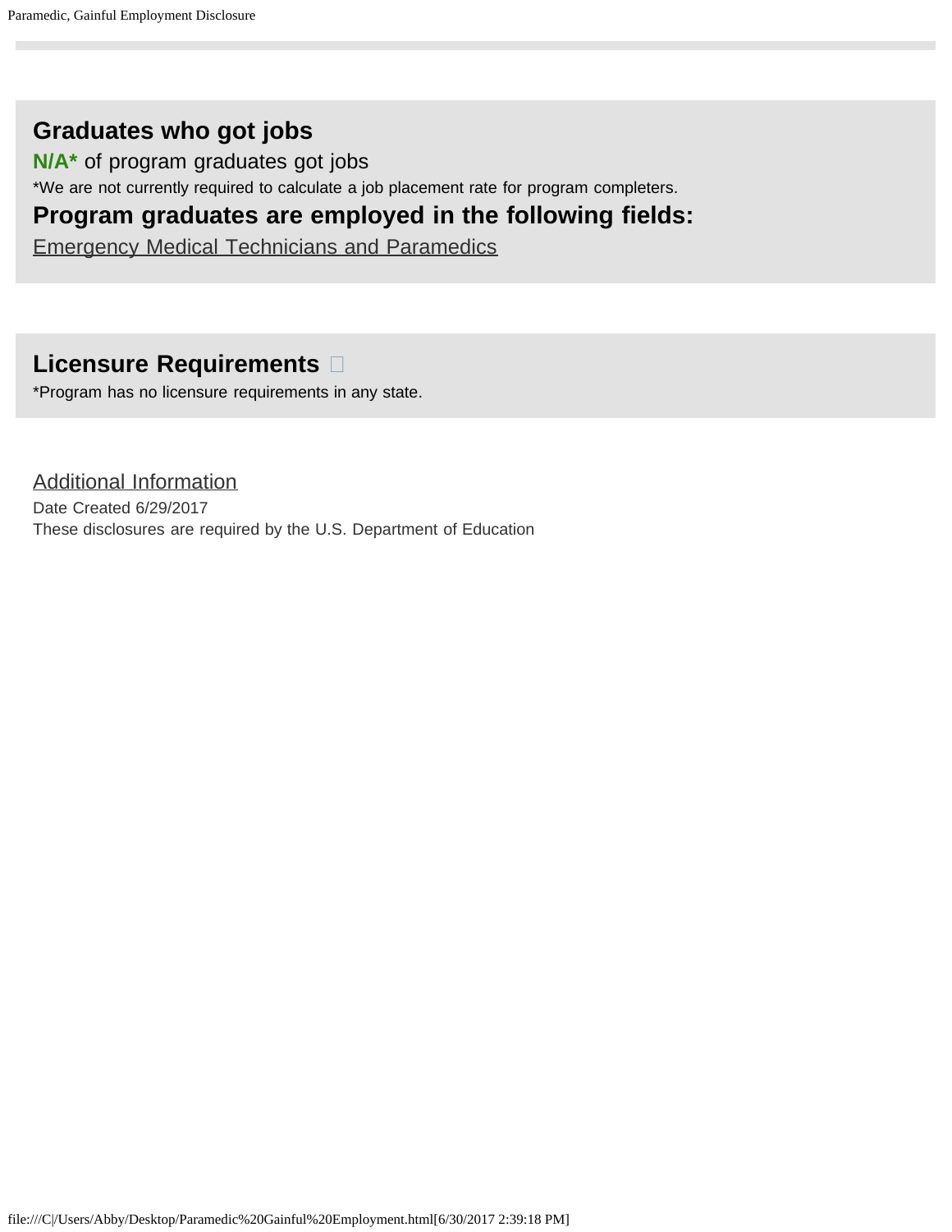## Graduates who got jobs

**N/A*** of program graduates got jobs

*We are not currently required to calculate a job placement rate for program completers.

## Program graduates are employed in the following fields:

Emergency Medical Technicians and Paramedics

## Licensure Requirements

*Program has no licensure requirements in any state.

Additional Information

Date Created 6/29/2017

These disclosures are required by the U.S. Department of Education